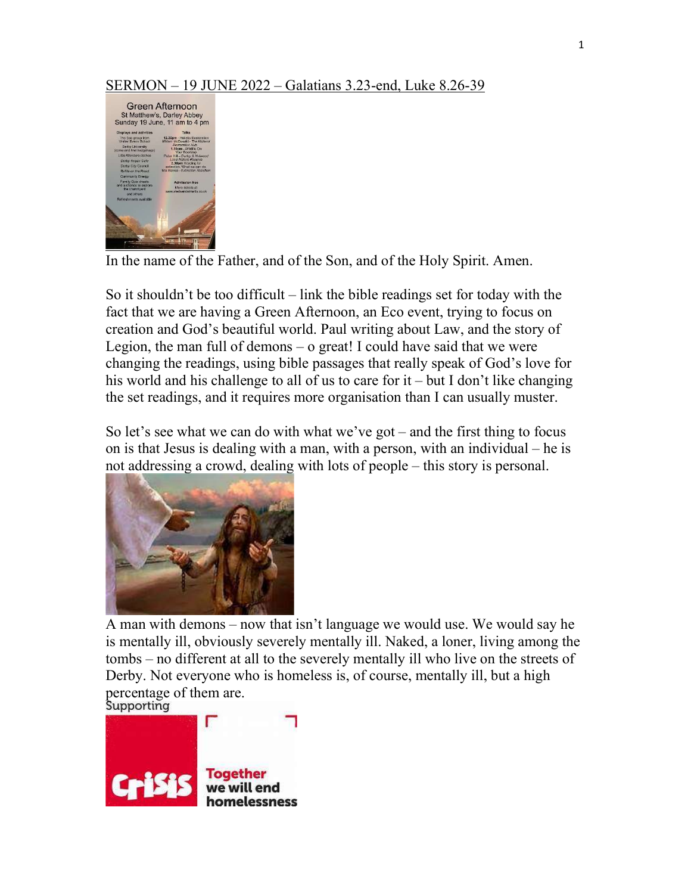<u>SERMON – 19 JUNE 2022 – Galatians 3.23-end, Luke 8.26-39</u>

In the name of the Father, and of the Son, and of the Holy Spirit. Amen.

So it shouldn't be too difficult – link the bible readings set for today with the fact that we are having a Green Afternoon, an Eco event, trying to focus on creation and God's beautiful world. Paul writing about Law, and the story of Legion, the man full of demons – o great! I could have said that we were changing the readings, using bible passages that really speak of God's love for his world and his challenge to all of us to care for it – but I don't like changing the set readings, and it requires more organisation than I can usually muster.

So let's see what we can do with what we've got – and the first thing to focus on is that Jesus is dealing with a man, with a person, with an individual – he is not addressing a crowd, dealing with lots of people – this story is personal.

A man with demons – now that isn't language we would use. We would say he is mentally ill, obviously severely mentally ill. Naked, a loner, living among the tombs – no different at all to the severely mentally ill who live on the streets of Derby. Not everyone who is homeless is, of course, mentally ill, but a high percentage of them are.

Supporting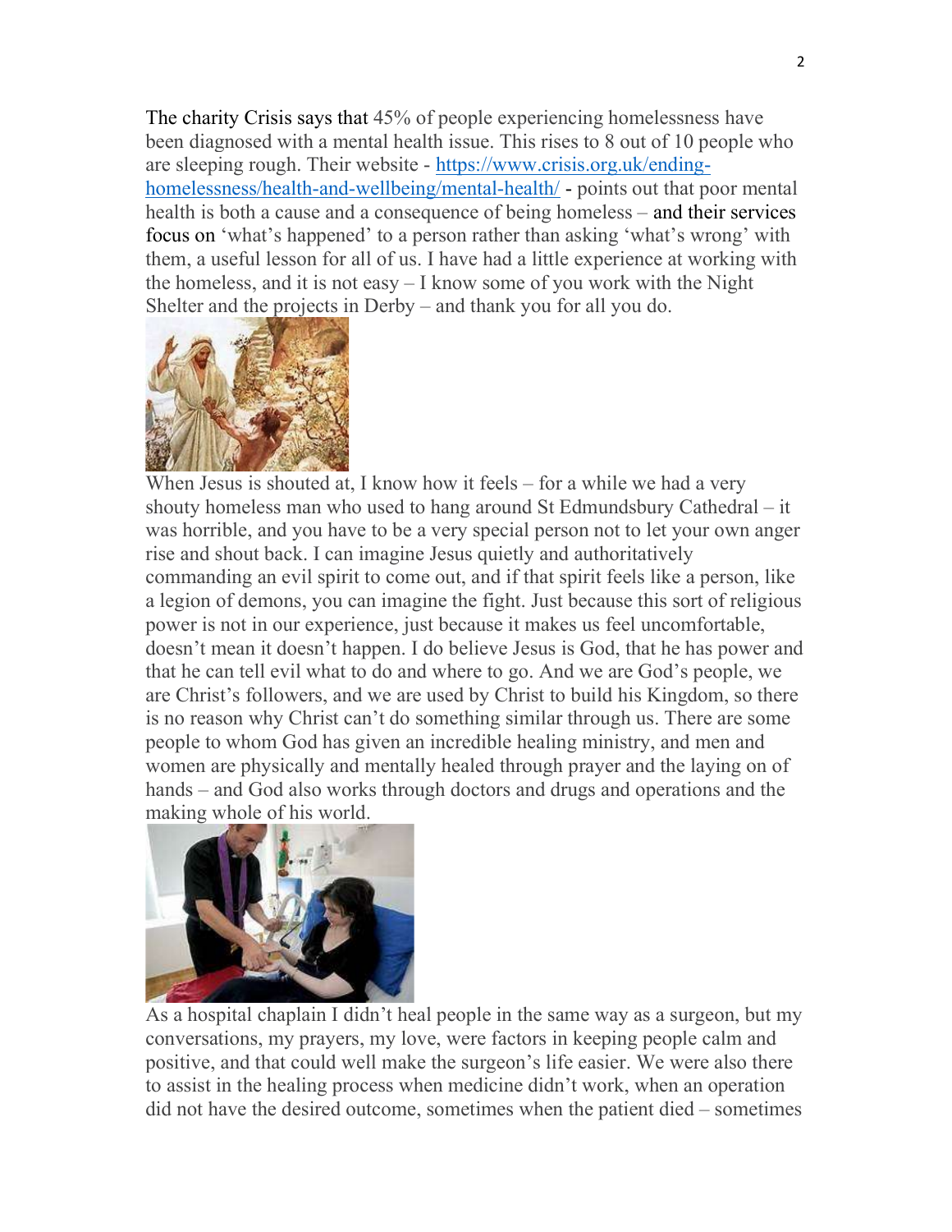The charity Crisis says that 45% of people experiencing homelessness have been diagnosed with a mental health issue. This rises to 8 out of 10 people who are sleeping rough. Their website - [https://www.crisis.org.uk/ending-homelessness/health-and-wellbeing/mental-health/](https://www.crisis.org.uk/ending-homelessness/health-and-wellbeing/mental-health/) - points out that poor mental health is both a cause and a consequence of being homeless – and their services focus on 'what's happened' to a person rather than asking 'what's wrong' with them, a useful lesson for all of us. I have had a little experience at working with the homeless, and it is not easy – I know some of you work with the Night Shelter and the projects in Derby – and thank you for all you do.

When Jesus is shouted at, I know how it feels – for a while we had a very shouty homeless man who used to hang around St Edmundsbury Cathedral – it was horrible, and you have to be a very special person not to let your own anger rise and shout back. I can imagine Jesus quietly and authoritatively commanding an evil spirit to come out, and if that spirit feels like a person, like a legion of demons, you can imagine the fight. Just because this sort of religious power is not in our experience, just because it makes us feel uncomfortable, doesn't mean it doesn't happen. I do believe Jesus is God, that he has power and that he can tell evil what to do and where to go. And we are God's people, we are Christ's followers, and we are used by Christ to build his Kingdom, so there is no reason why Christ can't do something similar through us. There are some people to whom God has given an incredible healing ministry, and men and women are physically and mentally healed through prayer and the laying on of hands – and God also works through doctors and drugs and operations and the making whole of his world.

As a hospital chaplain I didn't heal people in the same way as a surgeon, but my conversations, my prayers, my love, were factors in keeping people calm and positive, and that could well make the surgeon's life easier. We were also there to assist in the healing process when medicine didn't work, when an operation did not have the desired outcome, sometimes when the patient died – sometimes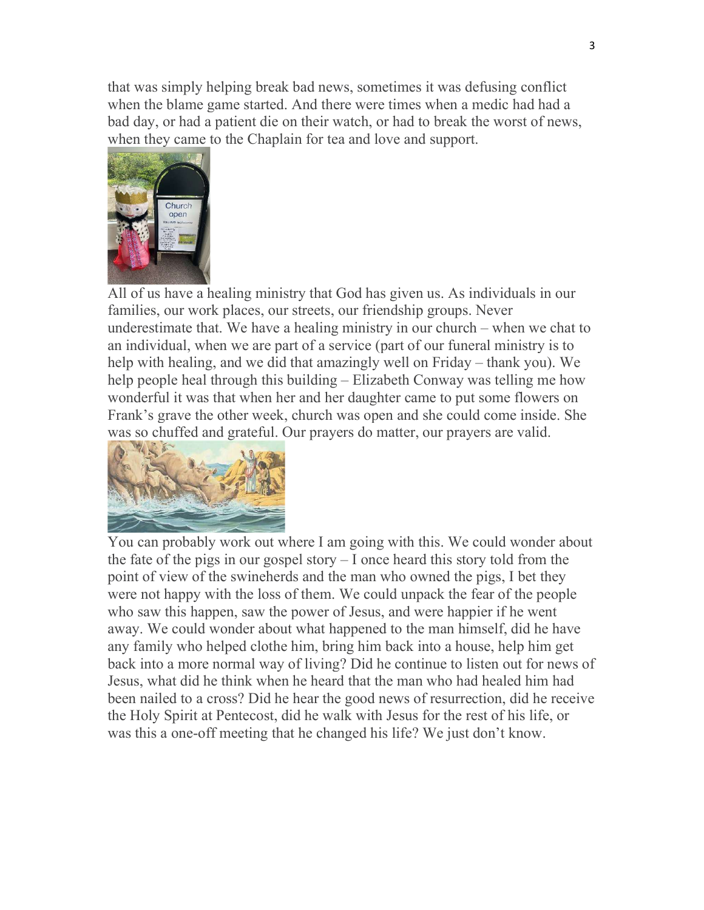that was simply helping break bad news, sometimes it was defusing conflict when the blame game started. And there were times when a medic had had a bad day, or had a patient die on their watch, or had to break the worst of news, when they came to the Chaplain for tea and love and support.

All of us have a healing ministry that God has given us. As individuals in our families, our work places, our streets, our friendship groups. Never underestimate that. We have a healing ministry in our church – when we chat to an individual, when we are part of a service (part of our funeral ministry is to help with healing, and we did that amazingly well on Friday – thank you). We help people heal through this building – Elizabeth Conway was telling me how wonderful it was that when her and her daughter came to put some flowers on Frank's grave the other week, church was open and she could come inside. She was so chuffed and grateful. Our prayers do matter, our prayers are valid.

You can probably work out where I am going with this. We could wonder about the fate of the pigs in our gospel story – I once heard this story told from the point of view of the swineherds and the man who owned the pigs, I bet they were not happy with the loss of them. We could unpack the fear of the people who saw this happen, saw the power of Jesus, and were happier if he went away. We could wonder about what happened to the man himself, did he have any family who helped clothe him, bring him back into a house, help him get back into a more normal way of living? Did he continue to listen out for news of Jesus, what did he think when he heard that the man who had healed him had been nailed to a cross? Did he hear the good news of resurrection, did he receive the Holy Spirit at Pentecost, did he walk with Jesus for the rest of his life, or was this a one-off meeting that he changed his life? We just don't know.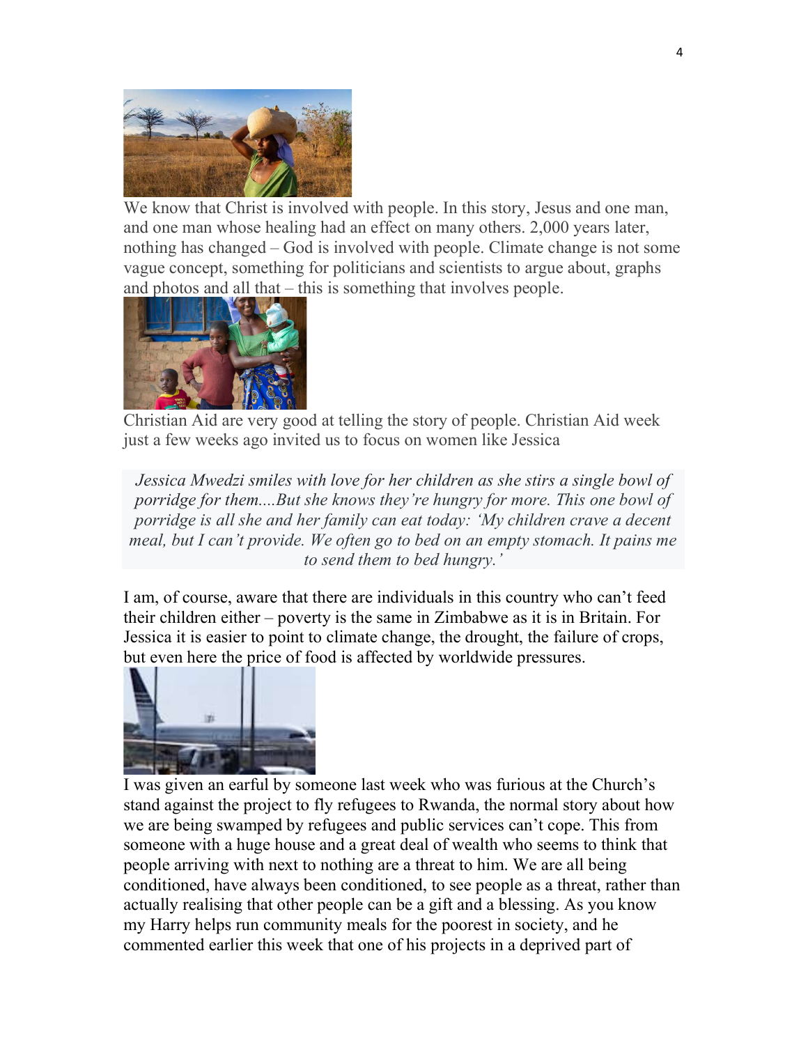We know that Christ is involved with people. In this story, Jesus and one man, and one man whose healing had an effect on many others. 2,000 years later, nothing has changed – God is involved with people. Climate change is not some vague concept, something for politicians and scientists to argue about, graphs and photos and all that – this is something that involves people.

Christian Aid are very good at telling the story of people. Christian Aid week just a few weeks ago invited us to focus on women like Jessica

> *Jessica Mwedzi smiles with love for her children as she stirs a single bowl of porridge for them....But she knows they're hungry for more. This one bowl of porridge is all she and her family can eat today: 'My children crave a decent meal, but I can't provide. We often go to bed on an empty stomach. It pains me to send them to bed hungry.'*

I am, of course, aware that there are individuals in this country who can't feed their children either – poverty is the same in Zimbabwe as it is in Britain. For Jessica it is easier to point to climate change, the drought, the failure of crops, but even here the price of food is affected by worldwide pressures.

I was given an earful by someone last week who was furious at the Church's stand against the project to fly refugees to Rwanda, the normal story about how we are being swamped by refugees and public services can't cope. This from someone with a huge house and a great deal of wealth who seems to think that people arriving with next to nothing are a threat to him. We are all being conditioned, have always been conditioned, to see people as a threat, rather than actually realising that other people can be a gift and a blessing. As you know my Harry helps run community meals for the poorest in society, and he commented earlier this week that one of his projects in a deprived part of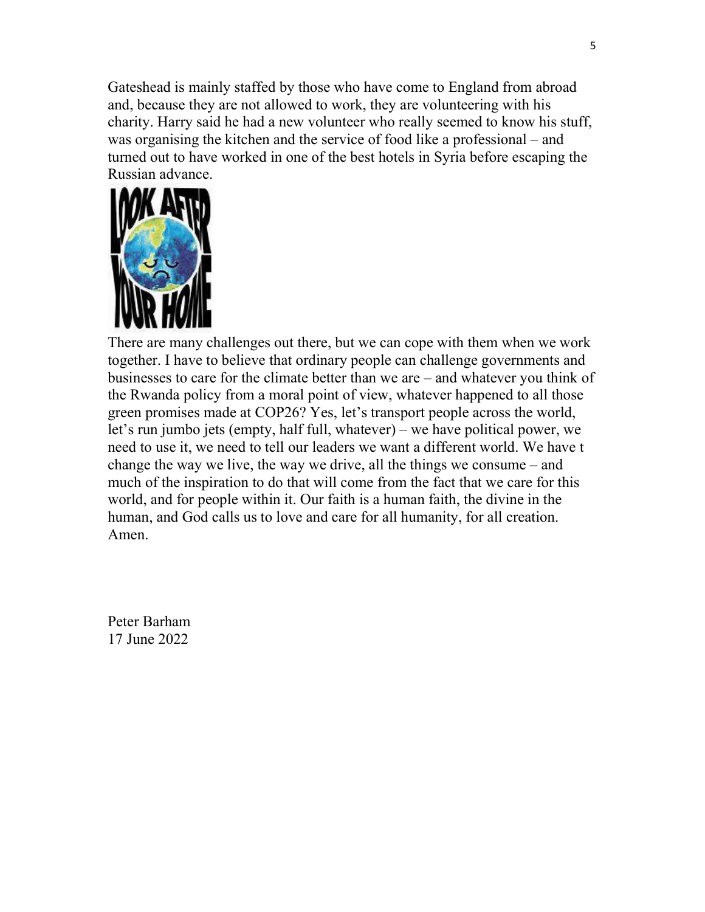Gateshead is mainly staffed by those who have come to England from abroad and, because they are not allowed to work, they are volunteering with his charity. Harry said he had a new volunteer who really seemed to know his stuff, was organising the kitchen and the service of food like a professional – and turned out to have worked in one of the best hotels in Syria before escaping the Russian advance.

There are many challenges out there, but we can cope with them when we work together. I have to believe that ordinary people can challenge governments and businesses to care for the climate better than we are – and whatever you think of the Rwanda policy from a moral point of view, whatever happened to all those green promises made at COP26? Yes, let's transport people across the world, let's run jumbo jets (empty, half full, whatever) – we have political power, we need to use it, we need to tell our leaders we want a different world. We have t change the way we live, the way we drive, all the things we consume – and much of the inspiration to do that will come from the fact that we care for this world, and for people within it. Our faith is a human faith, the divine in the human, and God calls us to love and care for all humanity, for all creation. Amen.

Peter Barham
17 June 2022